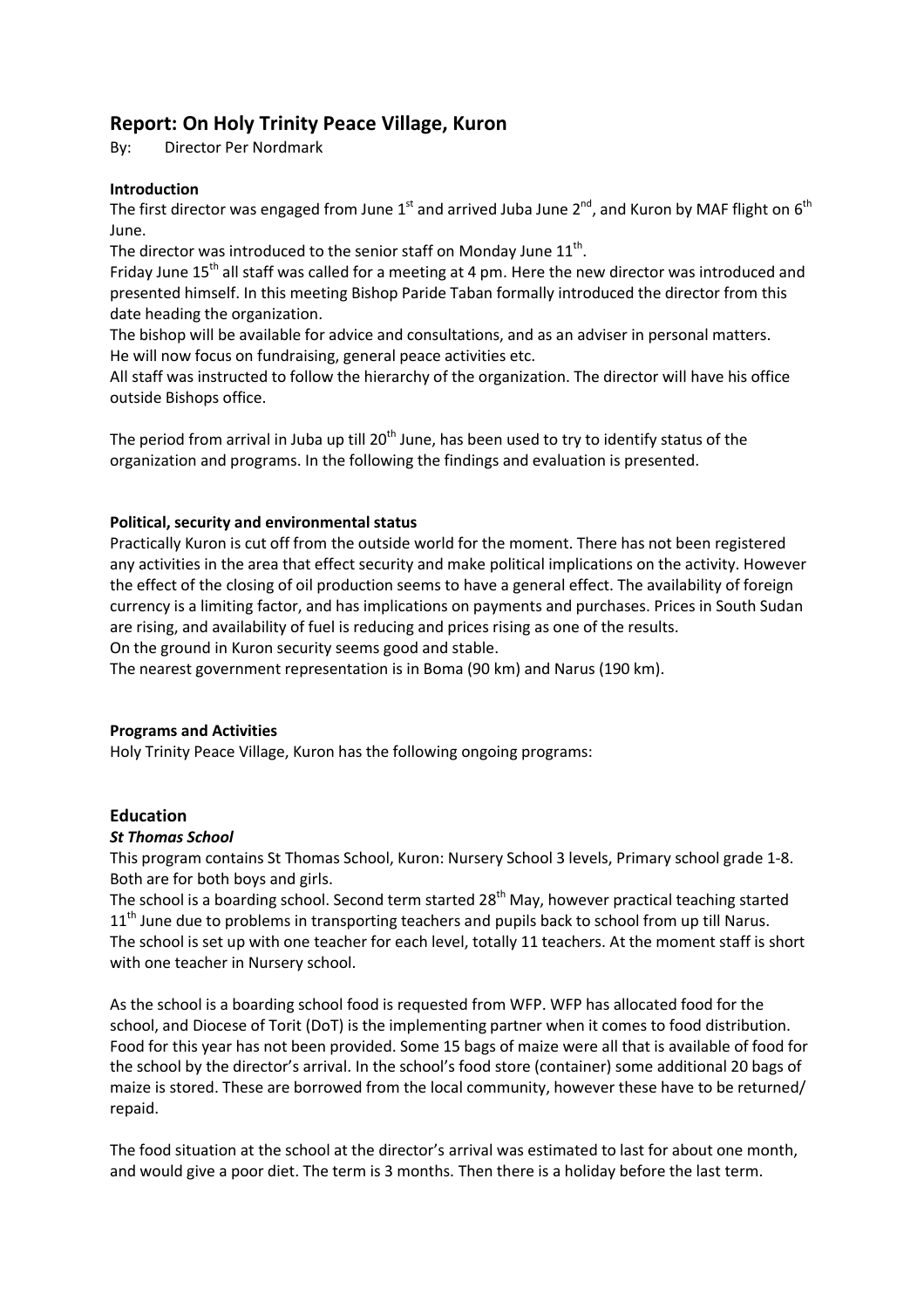# Report: On Holy Trinity Peace Village, Kuron

By: Director Per Nordmark

**Introduction**

The first director was engaged from June 1st and arrived Juba June 2nd, and Kuron by MAF flight on 6th June.

The director was introduced to the senior staff on Monday June 11th.

Friday June 15th all staff was called for a meeting at 4 pm. Here the new director was introduced and presented himself. In this meeting Bishop Paride Taban formally introduced the director from this date heading the organization.

The bishop will be available for advice and consultations, and as an adviser in personal matters. He will now focus on fundraising, general peace activities etc.

All staff was instructed to follow the hierarchy of the organization. The director will have his office outside Bishops office.

The period from arrival in Juba up till 20th June, has been used to try to identify status of the organization and programs. In the following the findings and evaluation is presented.

**Political, security and environmental status**

Practically Kuron is cut off from the outside world for the moment. There has not been registered any activities in the area that effect security and make political implications on the activity. However the effect of the closing of oil production seems to have a general effect. The availability of foreign currency is a limiting factor, and has implications on payments and purchases. Prices in South Sudan are rising, and availability of fuel is reducing and prices rising as one of the results.

On the ground in Kuron security seems good and stable.

The nearest government representation is in Boma (90 km) and Narus (190 km).

**Programs and Activities**

Holy Trinity Peace Village, Kuron has the following ongoing programs:

## Education

***St Thomas School***

This program contains St Thomas School, Kuron: Nursery School 3 levels, Primary school grade 1-8. Both are for both boys and girls.

The school is a boarding school. Second term started 28th May, however practical teaching started 11th June due to problems in transporting teachers and pupils back to school from up till Narus. The school is set up with one teacher for each level, totally 11 teachers. At the moment staff is short with one teacher in Nursery school.

As the school is a boarding school food is requested from WFP. WFP has allocated food for the school, and Diocese of Torit (DoT) is the implementing partner when it comes to food distribution. Food for this year has not been provided. Some 15 bags of maize were all that is available of food for the school by the director's arrival. In the school's food store (container) some additional 20 bags of maize is stored. These are borrowed from the local community, however these have to be returned/ repaid.

The food situation at the school at the director's arrival was estimated to last for about one month, and would give a poor diet. The term is 3 months. Then there is a holiday before the last term.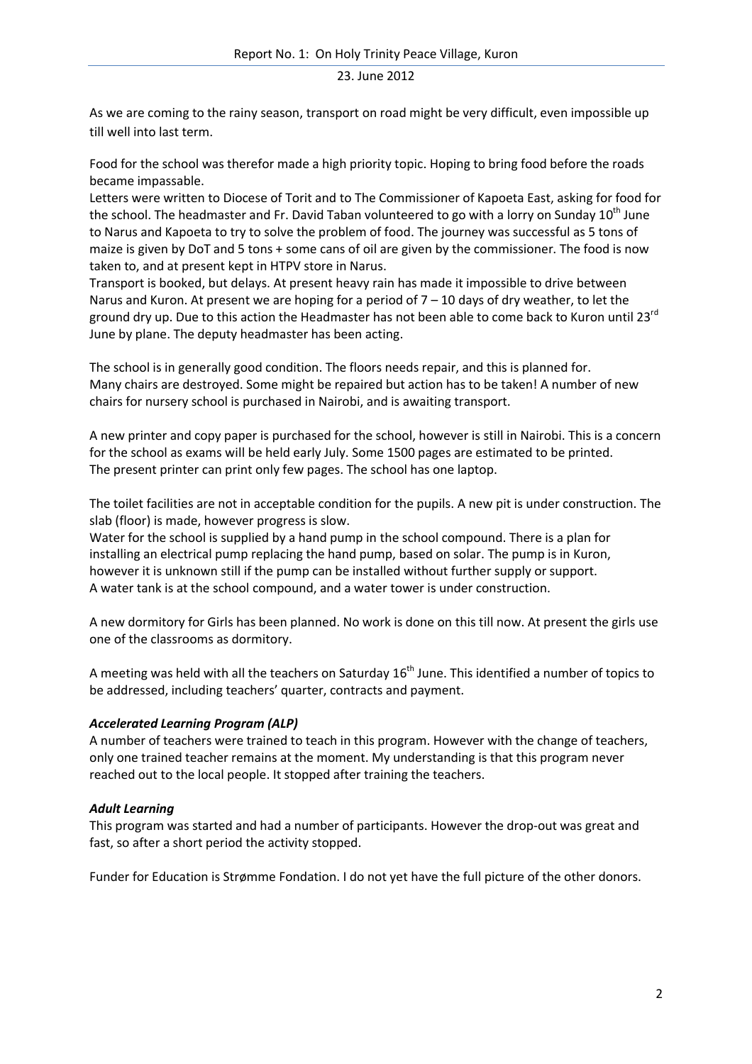As we are coming to the rainy season, transport on road might be very difficult, even impossible up till well into last term.

Food for the school was therefor made a high priority topic. Hoping to bring food before the roads became impassable.
Letters were written to Diocese of Torit and to The Commissioner of Kapoeta East, asking for food for the school. The headmaster and Fr. David Taban volunteered to go with a lorry on Sunday 10th June to Narus and Kapoeta to try to solve the problem of food. The journey was successful as 5 tons of maize is given by DoT and 5 tons + some cans of oil are given by the commissioner. The food is now taken to, and at present kept in HTPV store in Narus.
Transport is booked, but delays. At present heavy rain has made it impossible to drive between Narus and Kuron. At present we are hoping for a period of 7 – 10 days of dry weather, to let the ground dry up. Due to this action the Headmaster has not been able to come back to Kuron until 23rd June by plane. The deputy headmaster has been acting.

The school is in generally good condition. The floors needs repair, and this is planned for.
Many chairs are destroyed. Some might be repaired but action has to be taken! A number of new chairs for nursery school is purchased in Nairobi, and is awaiting transport.

A new printer and copy paper is purchased for the school, however is still in Nairobi. This is a concern for the school as exams will be held early July. Some 1500 pages are estimated to be printed.
The present printer can print only few pages. The school has one laptop.

The toilet facilities are not in acceptable condition for the pupils. A new pit is under construction. The slab (floor) is made, however progress is slow.
Water for the school is supplied by a hand pump in the school compound. There is a plan for installing an electrical pump replacing the hand pump, based on solar. The pump is in Kuron, however it is unknown still if the pump can be installed without further supply or support.
A water tank is at the school compound, and a water tower is under construction.

A new dormitory for Girls has been planned. No work is done on this till now. At present the girls use one of the classrooms as dormitory.

A meeting was held with all the teachers on Saturday 16th June. This identified a number of topics to be addressed, including teachers' quarter, contracts and payment.

***Accelerated Learning Program (ALP)***

A number of teachers were trained to teach in this program. However with the change of teachers, only one trained teacher remains at the moment. My understanding is that this program never reached out to the local people. It stopped after training the teachers.

***Adult Learning***

This program was started and had a number of participants. However the drop-out was great and fast, so after a short period the activity stopped.

Funder for Education is Strømme Fondation. I do not yet have the full picture of the other donors.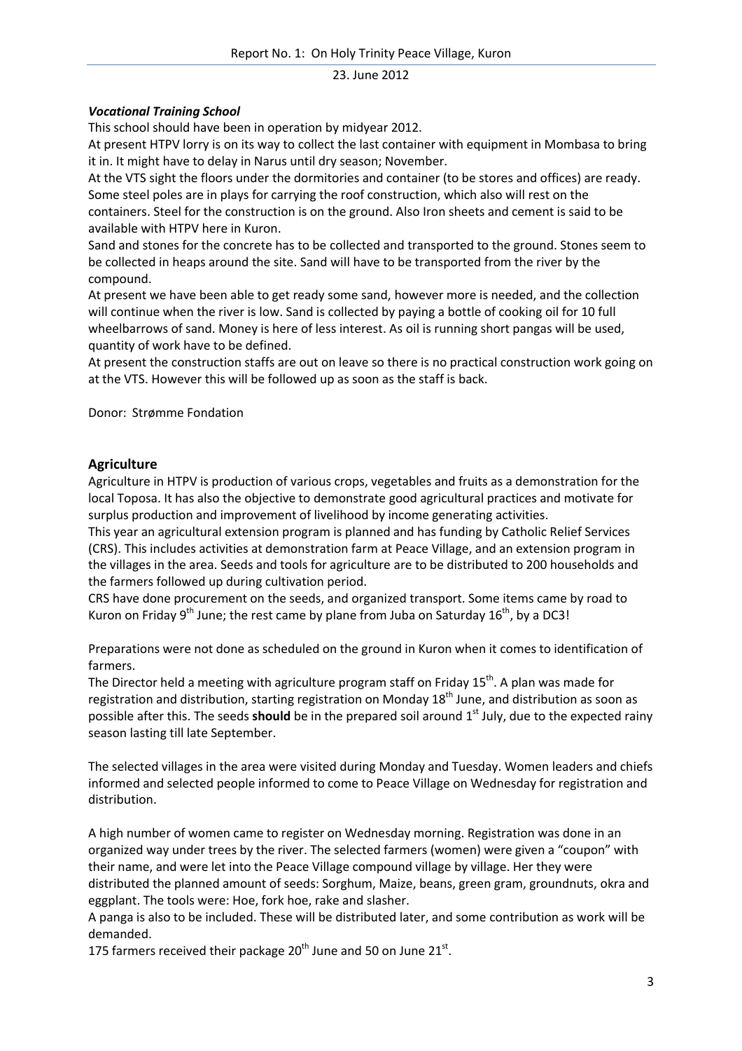23. June 2012

***Vocational Training School***

This school should have been in operation by midyear 2012.

At present HTPV lorry is on its way to collect the last container with equipment in Mombasa to bring it in. It might have to delay in Narus until dry season; November.

At the VTS sight the floors under the dormitories and container (to be stores and offices) are ready. Some steel poles are in plays for carrying the roof construction, which also will rest on the containers. Steel for the construction is on the ground. Also Iron sheets and cement is said to be available with HTPV here in Kuron.

Sand and stones for the concrete has to be collected and transported to the ground. Stones seem to be collected in heaps around the site. Sand will have to be transported from the river by the compound.

At present we have been able to get ready some sand, however more is needed, and the collection will continue when the river is low. Sand is collected by paying a bottle of cooking oil for 10 full wheelbarrows of sand. Money is here of less interest. As oil is running short pangas will be used, quantity of work have to be defined.

At present the construction staffs are out on leave so there is no practical construction work going on at the VTS. However this will be followed up as soon as the staff is back.

Donor: Strømme Fondation

## Agriculture

Agriculture in HTPV is production of various crops, vegetables and fruits as a demonstration for the local Toposa. It has also the objective to demonstrate good agricultural practices and motivate for surplus production and improvement of livelihood by income generating activities.

This year an agricultural extension program is planned and has funding by Catholic Relief Services (CRS). This includes activities at demonstration farm at Peace Village, and an extension program in the villages in the area. Seeds and tools for agriculture are to be distributed to 200 households and the farmers followed up during cultivation period.

CRS have done procurement on the seeds, and organized transport. Some items came by road to Kuron on Friday 9th June; the rest came by plane from Juba on Saturday 16th, by a DC3!

Preparations were not done as scheduled on the ground in Kuron when it comes to identification of farmers.

The Director held a meeting with agriculture program staff on Friday 15th. A plan was made for registration and distribution, starting registration on Monday 18th June, and distribution as soon as possible after this. The seeds **should** be in the prepared soil around 1st July, due to the expected rainy season lasting till late September.

The selected villages in the area were visited during Monday and Tuesday. Women leaders and chiefs informed and selected people informed to come to Peace Village on Wednesday for registration and distribution.

A high number of women came to register on Wednesday morning. Registration was done in an organized way under trees by the river. The selected farmers (women) were given a "coupon" with their name, and were let into the Peace Village compound village by village. Her they were distributed the planned amount of seeds: Sorghum, Maize, beans, green gram, groundnuts, okra and eggplant. The tools were: Hoe, fork hoe, rake and slasher.

A panga is also to be included. These will be distributed later, and some contribution as work will be demanded.

175 farmers received their package 20th June and 50 on June 21st.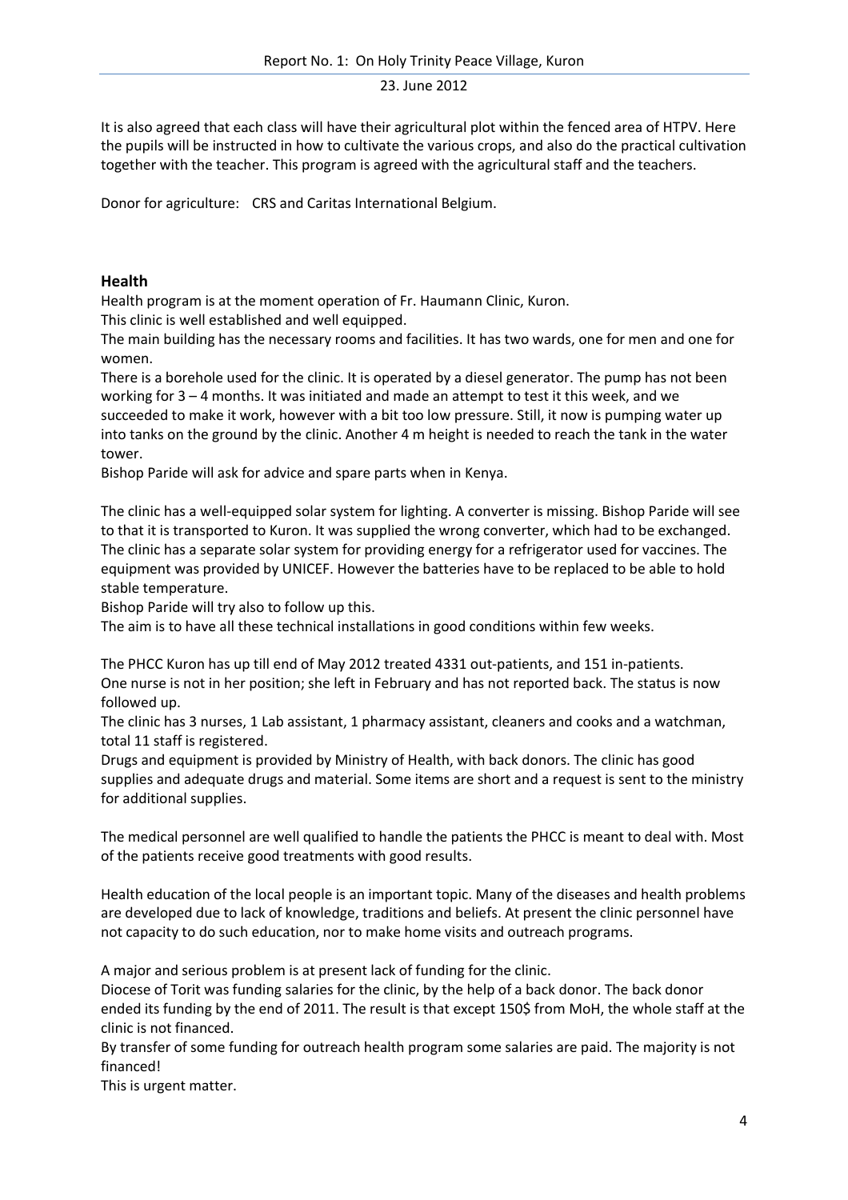It is also agreed that each class will have their agricultural plot within the fenced area of HTPV. Here the pupils will be instructed in how to cultivate the various crops, and also do the practical cultivation together with the teacher. This program is agreed with the agricultural staff and the teachers.

Donor for agriculture: CRS and Caritas International Belgium.

## Health

Health program is at the moment operation of Fr. Haumann Clinic, Kuron.
This clinic is well established and well equipped.
The main building has the necessary rooms and facilities. It has two wards, one for men and one for women.
There is a borehole used for the clinic. It is operated by a diesel generator. The pump has not been working for 3 – 4 months. It was initiated and made an attempt to test it this week, and we succeeded to make it work, however with a bit too low pressure. Still, it now is pumping water up into tanks on the ground by the clinic. Another 4 m height is needed to reach the tank in the water tower.
Bishop Paride will ask for advice and spare parts when in Kenya.

The clinic has a well-equipped solar system for lighting. A converter is missing. Bishop Paride will see to that it is transported to Kuron. It was supplied the wrong converter, which had to be exchanged. The clinic has a separate solar system for providing energy for a refrigerator used for vaccines. The equipment was provided by UNICEF. However the batteries have to be replaced to be able to hold stable temperature.
Bishop Paride will try also to follow up this.
The aim is to have all these technical installations in good conditions within few weeks.

The PHCC Kuron has up till end of May 2012 treated 4331 out-patients, and 151 in-patients.
One nurse is not in her position; she left in February and has not reported back. The status is now followed up.
The clinic has 3 nurses, 1 Lab assistant, 1 pharmacy assistant, cleaners and cooks and a watchman, total 11 staff is registered.
Drugs and equipment is provided by Ministry of Health, with back donors. The clinic has good supplies and adequate drugs and material. Some items are short and a request is sent to the ministry for additional supplies.

The medical personnel are well qualified to handle the patients the PHCC is meant to deal with. Most of the patients receive good treatments with good results.

Health education of the local people is an important topic. Many of the diseases and health problems are developed due to lack of knowledge, traditions and beliefs. At present the clinic personnel have not capacity to do such education, nor to make home visits and outreach programs.

A major and serious problem is at present lack of funding for the clinic.
Diocese of Torit was funding salaries for the clinic, by the help of a back donor. The back donor ended its funding by the end of 2011. The result is that except 150$ from MoH, the whole staff at the clinic is not financed.
By transfer of some funding for outreach health program some salaries are paid. The majority is not financed!
This is urgent matter.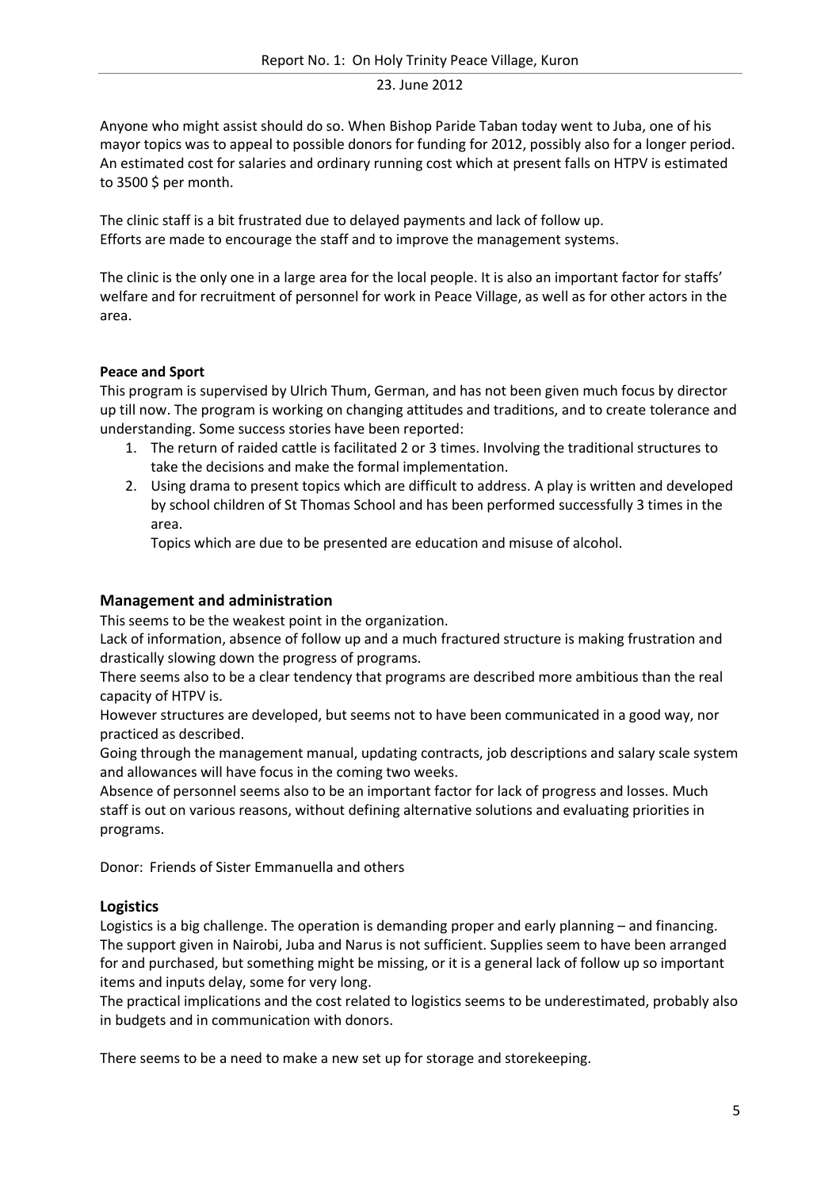Anyone who might assist should do so. When Bishop Paride Taban today went to Juba, one of his mayor topics was to appeal to possible donors for funding for 2012, possibly also for a longer period. An estimated cost for salaries and ordinary running cost which at present falls on HTPV is estimated to 3500 $ per month.

The clinic staff is a bit frustrated due to delayed payments and lack of follow up.
Efforts are made to encourage the staff and to improve the management systems.

The clinic is the only one in a large area for the local people. It is also an important factor for staffs' welfare and for recruitment of personnel for work in Peace Village, as well as for other actors in the area.

**Peace and Sport**

This program is supervised by Ulrich Thum, German, and has not been given much focus by director up till now. The program is working on changing attitudes and traditions, and to create tolerance and understanding. Some success stories have been reported:

1. The return of raided cattle is facilitated 2 or 3 times. Involving the traditional structures to take the decisions and make the formal implementation.
2. Using drama to present topics which are difficult to address. A play is written and developed by school children of St Thomas School and has been performed successfully 3 times in the area.

   Topics which are due to be presented are education and misuse of alcohol.

## Management and administration

This seems to be the weakest point in the organization.
Lack of information, absence of follow up and a much fractured structure is making frustration and drastically slowing down the progress of programs.
There seems also to be a clear tendency that programs are described more ambitious than the real capacity of HTPV is.
However structures are developed, but seems not to have been communicated in a good way, nor practiced as described.
Going through the management manual, updating contracts, job descriptions and salary scale system and allowances will have focus in the coming two weeks.
Absence of personnel seems also to be an important factor for lack of progress and losses. Much staff is out on various reasons, without defining alternative solutions and evaluating priorities in programs.

Donor: Friends of Sister Emmanuella and others

## Logistics

Logistics is a big challenge. The operation is demanding proper and early planning – and financing. The support given in Nairobi, Juba and Narus is not sufficient. Supplies seem to have been arranged for and purchased, but something might be missing, or it is a general lack of follow up so important items and inputs delay, some for very long.
The practical implications and the cost related to logistics seems to be underestimated, probably also in budgets and in communication with donors.

There seems to be a need to make a new set up for storage and storekeeping.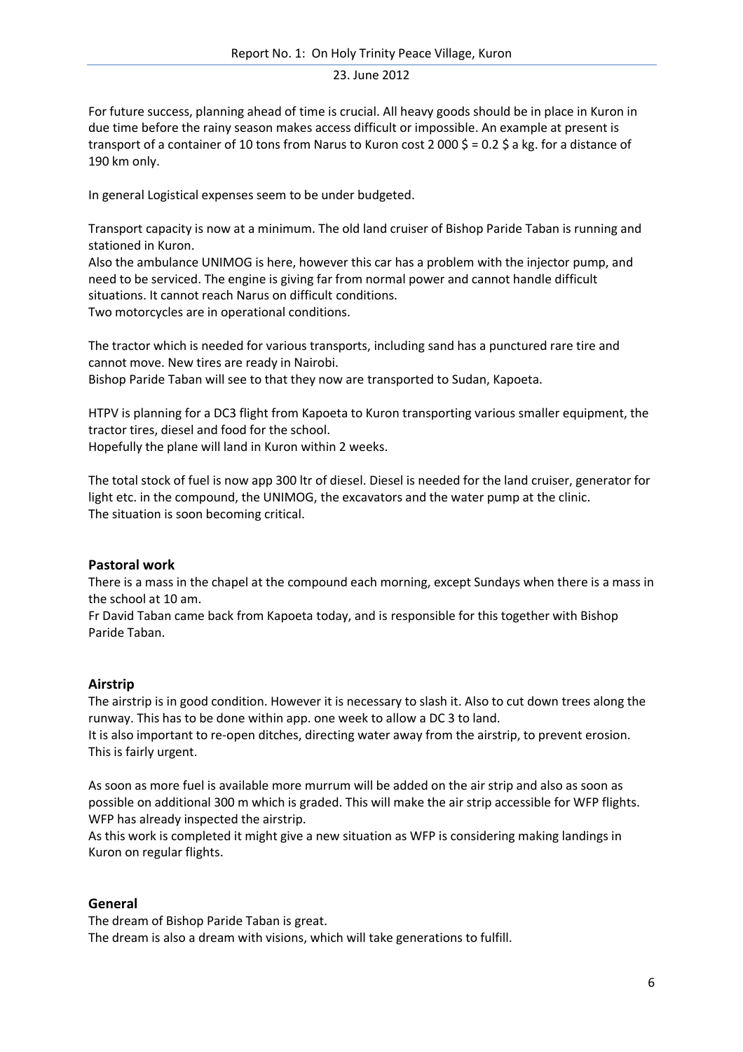For future success, planning ahead of time is crucial. All heavy goods should be in place in Kuron in due time before the rainy season makes access difficult or impossible. An example at present is transport of a container of 10 tons from Narus to Kuron cost 2 000 $ = 0.2 $ a kg. for a distance of 190 km only.

In general Logistical expenses seem to be under budgeted.

Transport capacity is now at a minimum. The old land cruiser of Bishop Paride Taban is running and stationed in Kuron.
Also the ambulance UNIMOG is here, however this car has a problem with the injector pump, and need to be serviced. The engine is giving far from normal power and cannot handle difficult situations. It cannot reach Narus on difficult conditions.
Two motorcycles are in operational conditions.

The tractor which is needed for various transports, including sand has a punctured rare tire and cannot move. New tires are ready in Nairobi.
Bishop Paride Taban will see to that they now are transported to Sudan, Kapoeta.

HTPV is planning for a DC3 flight from Kapoeta to Kuron transporting various smaller equipment, the tractor tires, diesel and food for the school.
Hopefully the plane will land in Kuron within 2 weeks.

The total stock of fuel is now app 300 ltr of diesel. Diesel is needed for the land cruiser, generator for light etc. in the compound, the UNIMOG, the excavators and the water pump at the clinic.
The situation is soon becoming critical.

## Pastoral work

There is a mass in the chapel at the compound each morning, except Sundays when there is a mass in the school at 10 am.
Fr David Taban came back from Kapoeta today, and is responsible for this together with Bishop Paride Taban.

## Airstrip

The airstrip is in good condition. However it is necessary to slash it. Also to cut down trees along the runway. This has to be done within app. one week to allow a DC 3 to land.
It is also important to re-open ditches, directing water away from the airstrip, to prevent erosion. This is fairly urgent.

As soon as more fuel is available more murrum will be added on the air strip and also as soon as possible on additional 300 m which is graded. This will make the air strip accessible for WFP flights. WFP has already inspected the airstrip.
As this work is completed it might give a new situation as WFP is considering making landings in Kuron on regular flights.

## General

The dream of Bishop Paride Taban is great.
The dream is also a dream with visions, which will take generations to fulfill.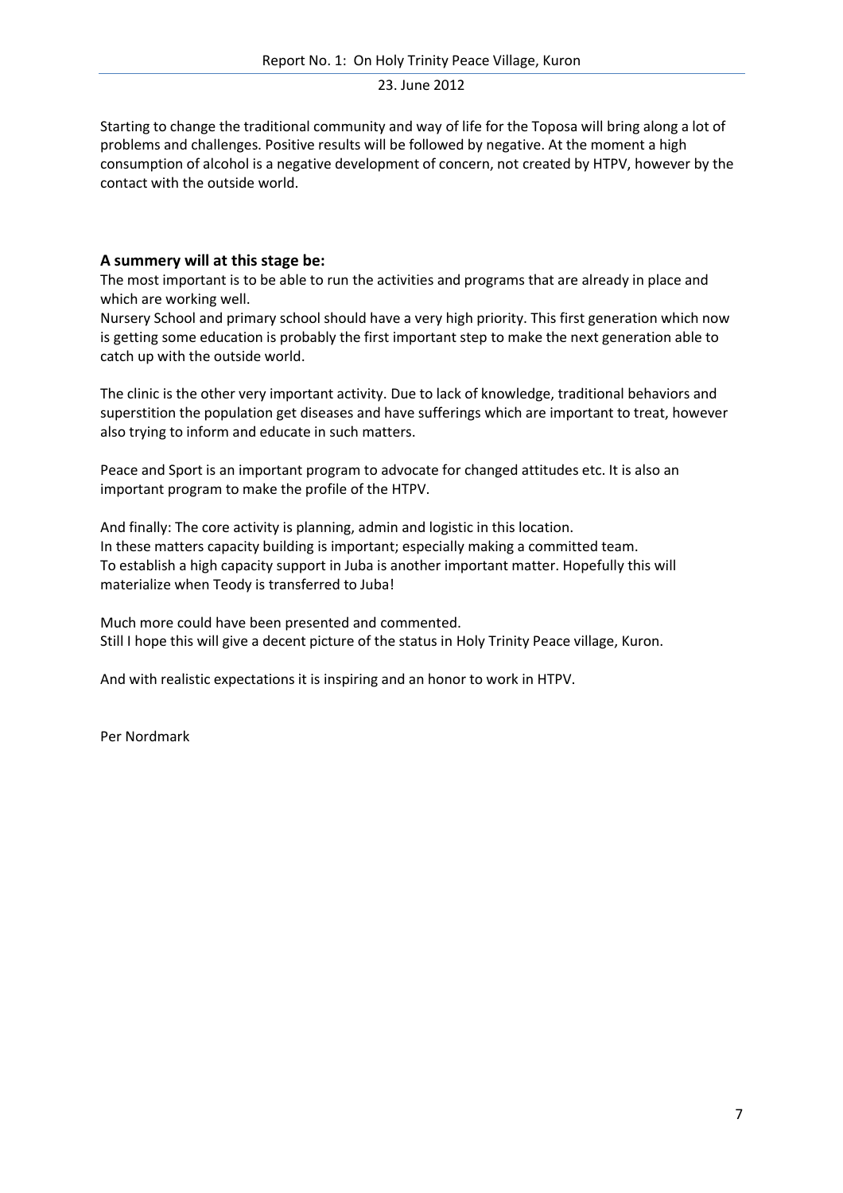Starting to change the traditional community and way of life for the Toposa will bring along a lot of problems and challenges. Positive results will be followed by negative. At the moment a high consumption of alcohol is a negative development of concern, not created by HTPV, however by the contact with the outside world.

### A summery will at this stage be:

The most important is to be able to run the activities and programs that are already in place and which are working well.
Nursery School and primary school should have a very high priority. This first generation which now is getting some education is probably the first important step to make the next generation able to catch up with the outside world.

The clinic is the other very important activity. Due to lack of knowledge, traditional behaviors and superstition the population get diseases and have sufferings which are important to treat, however also trying to inform and educate in such matters.

Peace and Sport is an important program to advocate for changed attitudes etc. It is also an important program to make the profile of the HTPV.

And finally: The core activity is planning, admin and logistic in this location.
In these matters capacity building is important; especially making a committed team.
To establish a high capacity support in Juba is another important matter. Hopefully this will materialize when Teody is transferred to Juba!

Much more could have been presented and commented.
Still I hope this will give a decent picture of the status in Holy Trinity Peace village, Kuron.

And with realistic expectations it is inspiring and an honor to work in HTPV.

Per Nordmark